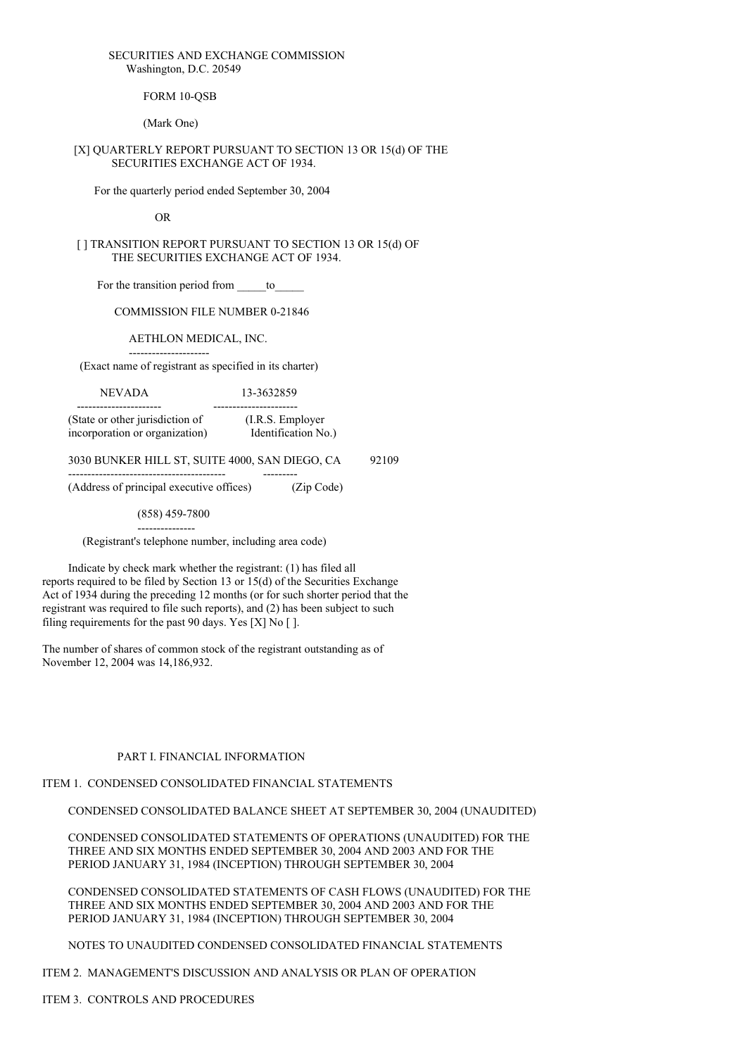SECURITIES AND EXCHANGE COMMISSION
Washington, D.C. 20549

FORM 10-QSB

(Mark One)

[X] QUARTERLY REPORT PURSUANT TO SECTION 13 OR 15(d) OF THE SECURITIES EXCHANGE ACT OF 1934.

For the quarterly period ended September 30, 2004

OR

[ ] TRANSITION REPORT PURSUANT TO SECTION 13 OR 15(d) OF THE SECURITIES EXCHANGE ACT OF 1934.

For the transition period from _____to_____

COMMISSION FILE NUMBER 0-21846

AETHLON MEDICAL, INC.

(Exact name of registrant as specified in its charter)

| NEVADA | 13-3632859 |
|---|---|
| (State or other jurisdiction of incorporation or organization) | (I.R.S. Employer Identification No.) |

| 3030 BUNKER HILL ST, SUITE 4000, SAN DIEGO, CA | 92109 |
|---|---|
| (Address of principal executive offices) | (Zip Code) |

(858) 459-7800

(Registrant's telephone number, including area code)

Indicate by check mark whether the registrant: (1) has filed all reports required to be filed by Section 13 or 15(d) of the Securities Exchange Act of 1934 during the preceding 12 months (or for such shorter period that the registrant was required to file such reports), and (2) has been subject to such filing requirements for the past 90 days. Yes [X] No [ ].

The number of shares of common stock of the registrant outstanding as of November 12, 2004 was 14,186,932.

PART I. FINANCIAL INFORMATION

ITEM 1. CONDENSED CONSOLIDATED FINANCIAL STATEMENTS

CONDENSED CONSOLIDATED BALANCE SHEET AT SEPTEMBER 30, 2004 (UNAUDITED)

CONDENSED CONSOLIDATED STATEMENTS OF OPERATIONS (UNAUDITED) FOR THE THREE AND SIX MONTHS ENDED SEPTEMBER 30, 2004 AND 2003 AND FOR THE PERIOD JANUARY 31, 1984 (INCEPTION) THROUGH SEPTEMBER 30, 2004

CONDENSED CONSOLIDATED STATEMENTS OF CASH FLOWS (UNAUDITED) FOR THE THREE AND SIX MONTHS ENDED SEPTEMBER 30, 2004 AND 2003 AND FOR THE PERIOD JANUARY 31, 1984 (INCEPTION) THROUGH SEPTEMBER 30, 2004

NOTES TO UNAUDITED CONDENSED CONSOLIDATED FINANCIAL STATEMENTS

ITEM 2. MANAGEMENT'S DISCUSSION AND ANALYSIS OR PLAN OF OPERATION

ITEM 3. CONTROLS AND PROCEDURES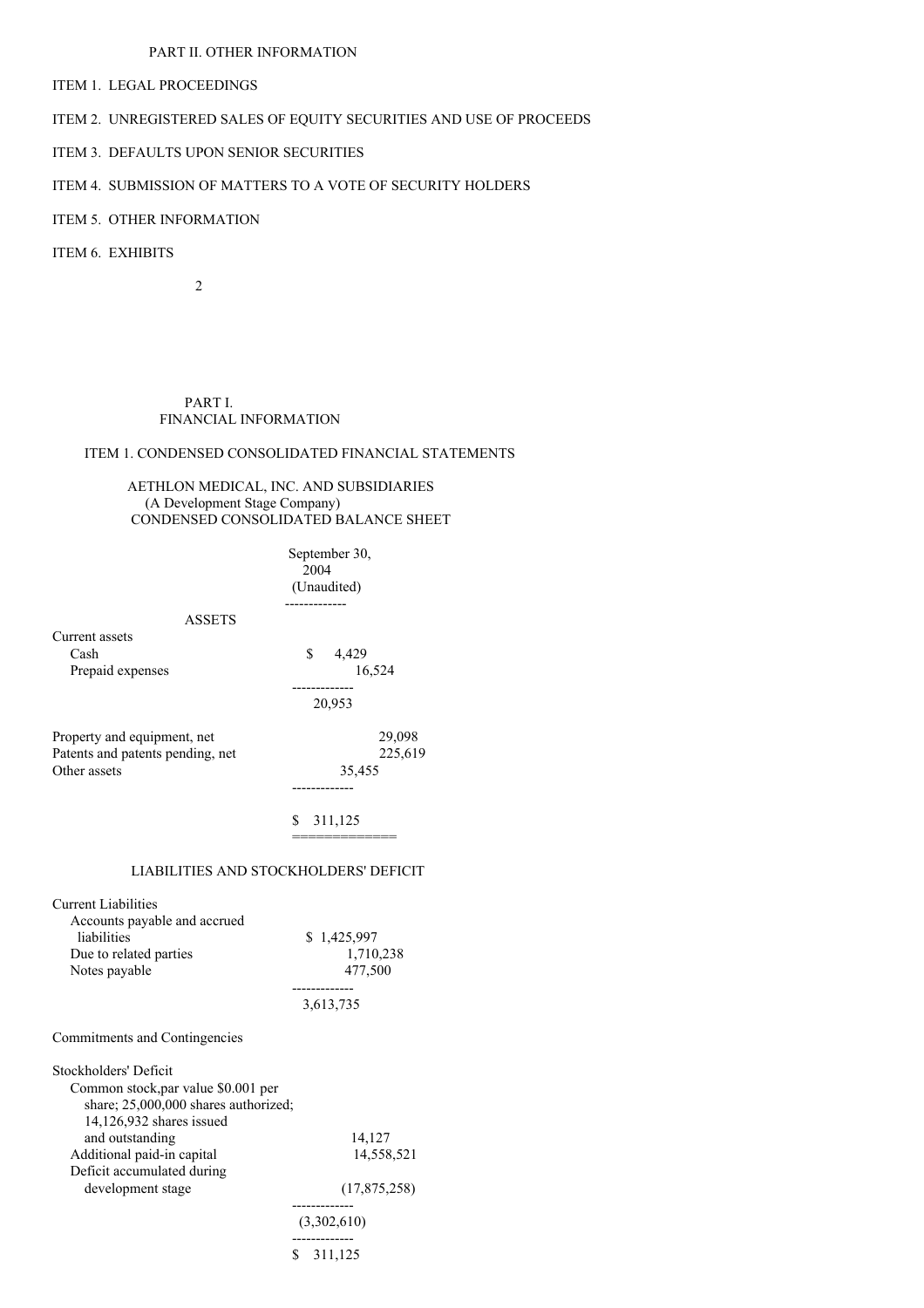PART II. OTHER INFORMATION

ITEM 1. LEGAL PROCEEDINGS

ITEM 2. UNREGISTERED SALES OF EQUITY SECURITIES AND USE OF PROCEEDS

ITEM 3. DEFAULTS UPON SENIOR SECURITIES

ITEM 4. SUBMISSION OF MATTERS TO A VOTE OF SECURITY HOLDERS

ITEM 5. OTHER INFORMATION

ITEM 6. EXHIBITS

# PART I. FINANCIAL INFORMATION

## ITEM 1. CONDENSED CONSOLIDATED FINANCIAL STATEMENTS

AETHLON MEDICAL, INC. AND SUBSIDIARIES
(A Development Stage Company)
CONDENSED CONSOLIDATED BALANCE SHEET

| | September 30, 2004 (Unaudited) |
|---|---|
| **ASSETS** | |
| Current assets | |
| Cash | $ 4,429 |
| Prepaid expenses | 16,524 |
| | 20,953 |
| Property and equipment, net | 29,098 |
| Patents and patents pending, net | 225,619 |
| Other assets | 35,455 |
| | $ 311,125 |
| **LIABILITIES AND STOCKHOLDERS' DEFICIT** | |
| Current Liabilities | |
| Accounts payable and accrued liabilities | $ 1,425,997 |
| Due to related parties | 1,710,238 |
| Notes payable | 477,500 |
| | 3,613,735 |
| Commitments and Contingencies | |
| Stockholders' Deficit | |
| Common stock,par value $0.001 per share; 25,000,000 shares authorized; 14,126,932 shares issued and outstanding | 14,127 |
| Additional paid-in capital | 14,558,521 |
| Deficit accumulated during development stage | (17,875,258) |
| | (3,302,610) |
| | $ 311,125 |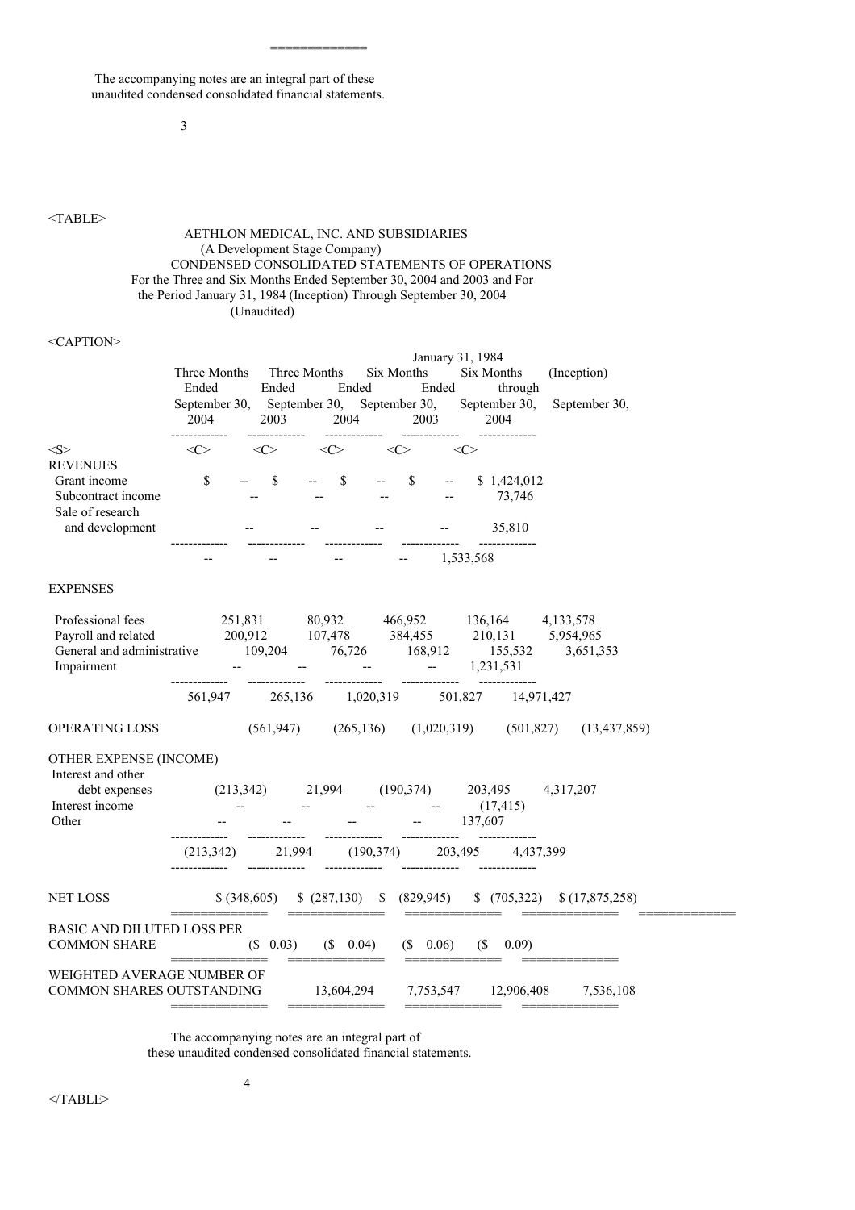The accompanying notes are an integral part of these unaudited condensed consolidated financial statements.

AETHLON MEDICAL, INC. AND SUBSIDIARIES
(A Development Stage Company)
CONDENSED CONSOLIDATED STATEMENTS OF OPERATIONS
For the Three and Six Months Ended September 30, 2004 and 2003 and For the Period January 31, 1984 (Inception) Through September 30, 2004
(Unaudited)

| | Three Months Ended September 30, 2004 | Three Months Ended September 30, 2003 | Six Months Ended September 30, 2004 | Six Months Ended September 30, 2003 | January 31, 1984 (Inception) through September 30, 2004 |
|---|---|---|---|---|---|
| **REVENUES** | | | | | |
| Grant income | $ -- | $ -- | $ -- | $ -- | $ 1,424,012 |
| Subcontract income | -- | -- | -- | -- | 73,746 |
| Sale of research and development | -- | -- | -- | -- | 35,810 |
| | -- | -- | -- | -- | 1,533,568 |
| **EXPENSES** | | | | | |
| Professional fees | 251,831 | 80,932 | 466,952 | 136,164 | 4,133,578 |
| Payroll and related | 200,912 | 107,478 | 384,455 | 210,131 | 5,954,965 |
| General and administrative | 109,204 | 76,726 | 168,912 | 155,532 | 3,651,353 |
| Impairment | -- | -- | -- | -- | 1,231,531 |
| | 561,947 | 265,136 | 1,020,319 | 501,827 | 14,971,427 |
| OPERATING LOSS | (561,947) | (265,136) | (1,020,319) | (501,827) | (13,437,859) |
| **OTHER EXPENSE (INCOME)** | | | | | |
| Interest and other debt expenses | (213,342) | 21,994 | (190,374) | 203,495 | 4,317,207 |
| Interest income | -- | -- | -- | -- | (17,415) |
| Other | -- | -- | -- | -- | 137,607 |
| | (213,342) | 21,994 | (190,374) | 203,495 | 4,437,399 |
| NET LOSS | $ (348,605) | $ (287,130) | $ (829,945) | $ (705,322) | $ (17,875,258) |
| BASIC AND DILUTED LOSS PER COMMON SHARE | ($ 0.03) | ($ 0.04) | ($ 0.06) | ($ 0.09) | |
| WEIGHTED AVERAGE NUMBER OF COMMON SHARES OUTSTANDING | 13,604,294 | 7,753,547 | 12,906,408 | 7,536,108 | |

The accompanying notes are an integral part of these unaudited condensed consolidated financial statements.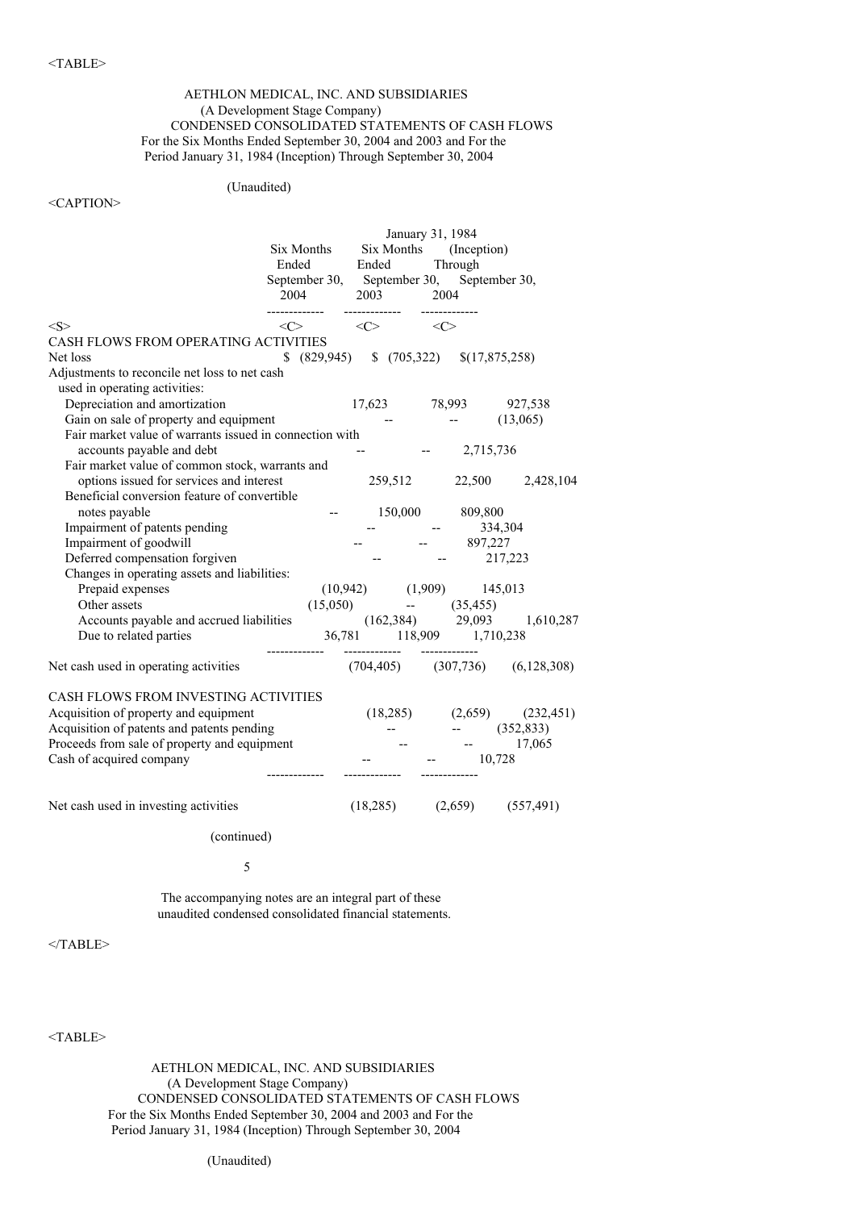AETHLON MEDICAL, INC. AND SUBSIDIARIES
(A Development Stage Company)
CONDENSED CONSOLIDATED STATEMENTS OF CASH FLOWS
For the Six Months Ended September 30, 2004 and 2003 and For the Period January 31, 1984 (Inception) Through September 30, 2004

(Unaudited)

| | Six Months Ended September 30, 2004 | Six Months Ended September 30, 2003 | January 31, 1984 (Inception) Through September 30, 2004 |
|---|---|---|---|
| CASH FLOWS FROM OPERATING ACTIVITIES | | | |
| Net loss | $ (829,945) | $ (705,322) | $(17,875,258) |
| Adjustments to reconcile net loss to net cash used in operating activities: | | | |
| Depreciation and amortization | 17,623 | 78,993 | 927,538 |
| Gain on sale of property and equipment | -- | -- | (13,065) |
| Fair market value of warrants issued in connection with accounts payable and debt | -- | -- | 2,715,736 |
| Fair market value of common stock, warrants and options issued for services and interest | 259,512 | 22,500 | 2,428,104 |
| Beneficial conversion feature of convertible notes payable | -- | 150,000 | 809,800 |
| Impairment of patents pending | -- | -- | 334,304 |
| Impairment of goodwill | -- | -- | 897,227 |
| Deferred compensation forgiven | -- | -- | 217,223 |
| Changes in operating assets and liabilities: | | | |
| Prepaid expenses | (10,942) | (1,909) | 145,013 |
| Other assets | (15,050) | -- | (35,455) |
| Accounts payable and accrued liabilities | (162,384) | 29,093 | 1,610,287 |
| Due to related parties | 36,781 | 118,909 | 1,710,238 |
| Net cash used in operating activities | (704,405) | (307,736) | (6,128,308) |
| CASH FLOWS FROM INVESTING ACTIVITIES | | | |
| Acquisition of property and equipment | (18,285) | (2,659) | (232,451) |
| Acquisition of patents and patents pending | -- | -- | (352,833) |
| Proceeds from sale of property and equipment | -- | -- | 17,065 |
| Cash of acquired company | -- | -- | 10,728 |
| Net cash used in investing activities | (18,285) | (2,659) | (557,491) |

(continued)

The accompanying notes are an integral part of these unaudited condensed consolidated financial statements.

AETHLON MEDICAL, INC. AND SUBSIDIARIES
(A Development Stage Company)
CONDENSED CONSOLIDATED STATEMENTS OF CASH FLOWS
For the Six Months Ended September 30, 2004 and 2003 and For the Period January 31, 1984 (Inception) Through September 30, 2004

(Unaudited)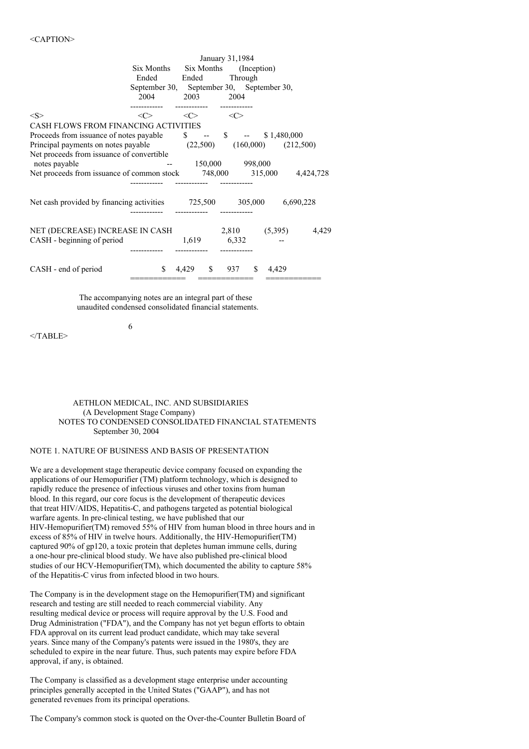| | Six Months Ended September 30, 2004 | Six Months Ended September 30, 2003 | January 31,1984 (Inception) Through September 30, 2004 |
|---|---|---|---|
| CASH FLOWS FROM FINANCING ACTIVITIES | | | |
| Proceeds from issuance of notes payable | $ -- | $ -- | $ 1,480,000 |
| Principal payments on notes payable | (22,500) | (160,000) | (212,500) |
| Net proceeds from issuance of convertible notes payable | -- | 150,000 | 998,000 |
| Net proceeds from issuance of common stock | 748,000 | 315,000 | 4,424,728 |
| Net cash provided by financing activities | 725,500 | 305,000 | 6,690,228 |
| NET (DECREASE) INCREASE IN CASH | 2,810 | (5,395) | 4,429 |
| CASH - beginning of period | 1,619 | 6,332 | -- |
| CASH - end of period | $ 4,429 | $ 937 | $ 4,429 |

The accompanying notes are an integral part of these unaudited condensed consolidated financial statements.

AETHLON MEDICAL, INC. AND SUBSIDIARIES
(A Development Stage Company)
NOTES TO CONDENSED CONSOLIDATED FINANCIAL STATEMENTS
September 30, 2004

## NOTE 1. NATURE OF BUSINESS AND BASIS OF PRESENTATION

We are a development stage therapeutic device company focused on expanding the applications of our Hemopurifier (TM) platform technology, which is designed to rapidly reduce the presence of infectious viruses and other toxins from human blood. In this regard, our core focus is the development of therapeutic devices that treat HIV/AIDS, Hepatitis-C, and pathogens targeted as potential biological warfare agents. In pre-clinical testing, we have published that our HIV-Hemopurifier(TM) removed 55% of HIV from human blood in three hours and in excess of 85% of HIV in twelve hours. Additionally, the HIV-Hemopurifier(TM) captured 90% of gp120, a toxic protein that depletes human immune cells, during a one-hour pre-clinical blood study. We have also published pre-clinical blood studies of our HCV-Hemopurifier(TM), which documented the ability to capture 58% of the Hepatitis-C virus from infected blood in two hours.

The Company is in the development stage on the Hemopurifier(TM) and significant research and testing are still needed to reach commercial viability. Any resulting medical device or process will require approval by the U.S. Food and Drug Administration ("FDA"), and the Company has not yet begun efforts to obtain FDA approval on its current lead product candidate, which may take several years. Since many of the Company's patents were issued in the 1980's, they are scheduled to expire in the near future. Thus, such patents may expire before FDA approval, if any, is obtained.

The Company is classified as a development stage enterprise under accounting principles generally accepted in the United States ("GAAP"), and has not generated revenues from its principal operations.

The Company's common stock is quoted on the Over-the-Counter Bulletin Board of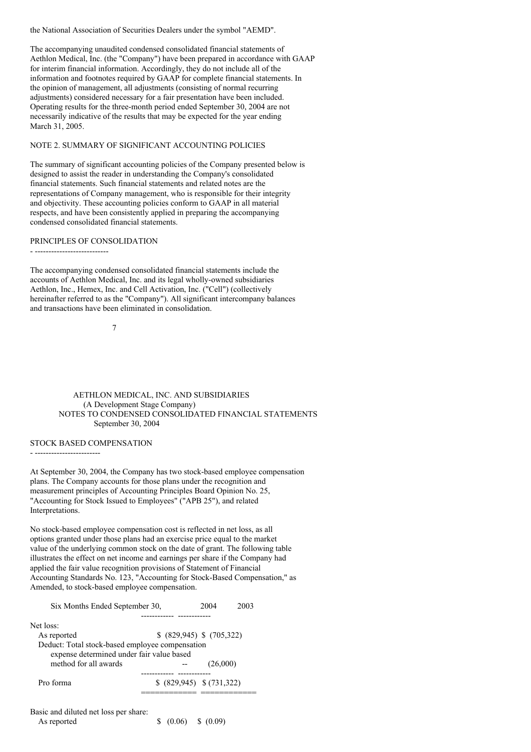the National Association of Securities Dealers under the symbol "AEMD".

The accompanying unaudited condensed consolidated financial statements of Aethlon Medical, Inc. (the "Company") have been prepared in accordance with GAAP for interim financial information. Accordingly, they do not include all of the information and footnotes required by GAAP for complete financial statements. In the opinion of management, all adjustments (consisting of normal recurring adjustments) considered necessary for a fair presentation have been included. Operating results for the three-month period ended September 30, 2004 are not necessarily indicative of the results that may be expected for the year ending March 31, 2005.

NOTE 2. SUMMARY OF SIGNIFICANT ACCOUNTING POLICIES

The summary of significant accounting policies of the Company presented below is designed to assist the reader in understanding the Company's consolidated financial statements. Such financial statements and related notes are the representations of Company management, who is responsible for their integrity and objectivity. These accounting policies conform to GAAP in all material respects, and have been consistently applied in preparing the accompanying condensed consolidated financial statements.

PRINCIPLES OF CONSOLIDATION

The accompanying condensed consolidated financial statements include the accounts of Aethlon Medical, Inc. and its legal wholly-owned subsidiaries Aethlon, Inc., Hemex, Inc. and Cell Activation, Inc. ("Cell") (collectively hereinafter referred to as the "Company"). All significant intercompany balances and transactions have been eliminated in consolidation.

AETHLON MEDICAL, INC. AND SUBSIDIARIES
(A Development Stage Company)
NOTES TO CONDENSED CONSOLIDATED FINANCIAL STATEMENTS
September 30, 2004

STOCK BASED COMPENSATION

At September 30, 2004, the Company has two stock-based employee compensation plans. The Company accounts for those plans under the recognition and measurement principles of Accounting Principles Board Opinion No. 25, "Accounting for Stock Issued to Employees" ("APB 25"), and related Interpretations.

No stock-based employee compensation cost is reflected in net loss, as all options granted under those plans had an exercise price equal to the market value of the underlying common stock on the date of grant. The following table illustrates the effect on net income and earnings per share if the Company had applied the fair value recognition provisions of Statement of Financial Accounting Standards No. 123, "Accounting for Stock-Based Compensation," as Amended, to stock-based employee compensation.

| Six Months Ended September 30, | 2004 | 2003 |
|---|---|---|
| Net loss: | | |
| As reported | $ (829,945) | $ (705,322) |
| Deduct: Total stock-based employee compensation expense determined under fair value based method for all awards | -- | (26,000) |
| Pro forma | $ (829,945) | $ (731,322) |
| Basic and diluted net loss per share: | | |
| As reported | $ (0.06) | $ (0.09) |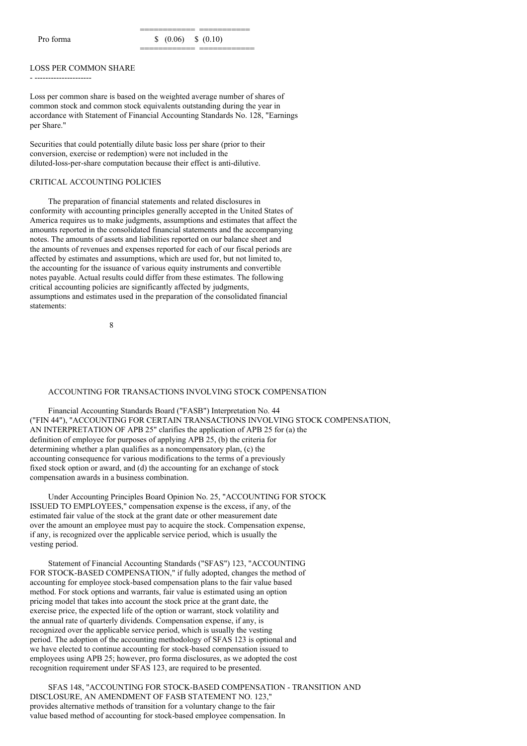| | | |
|---|---|---|
| Pro forma | $ (0.06) | $ (0.10) |

LOSS PER COMMON SHARE

Loss per common share is based on the weighted average number of shares of common stock and common stock equivalents outstanding during the year in accordance with Statement of Financial Accounting Standards No. 128, "Earnings per Share."

Securities that could potentially dilute basic loss per share (prior to their conversion, exercise or redemption) were not included in the diluted-loss-per-share computation because their effect is anti-dilutive.

CRITICAL ACCOUNTING POLICIES

The preparation of financial statements and related disclosures in conformity with accounting principles generally accepted in the United States of America requires us to make judgments, assumptions and estimates that affect the amounts reported in the consolidated financial statements and the accompanying notes. The amounts of assets and liabilities reported on our balance sheet and the amounts of revenues and expenses reported for each of our fiscal periods are affected by estimates and assumptions, which are used for, but not limited to, the accounting for the issuance of various equity instruments and convertible notes payable. Actual results could differ from these estimates. The following critical accounting policies are significantly affected by judgments, assumptions and estimates used in the preparation of the consolidated financial statements:

ACCOUNTING FOR TRANSACTIONS INVOLVING STOCK COMPENSATION

Financial Accounting Standards Board ("FASB") Interpretation No. 44 ("FIN 44"), "ACCOUNTING FOR CERTAIN TRANSACTIONS INVOLVING STOCK COMPENSATION, AN INTERPRETATION OF APB 25" clarifies the application of APB 25 for (a) the definition of employee for purposes of applying APB 25, (b) the criteria for determining whether a plan qualifies as a noncompensatory plan, (c) the accounting consequence for various modifications to the terms of a previously fixed stock option or award, and (d) the accounting for an exchange of stock compensation awards in a business combination.

Under Accounting Principles Board Opinion No. 25, "ACCOUNTING FOR STOCK ISSUED TO EMPLOYEES," compensation expense is the excess, if any, of the estimated fair value of the stock at the grant date or other measurement date over the amount an employee must pay to acquire the stock. Compensation expense, if any, is recognized over the applicable service period, which is usually the vesting period.

Statement of Financial Accounting Standards ("SFAS") 123, "ACCOUNTING FOR STOCK-BASED COMPENSATION," if fully adopted, changes the method of accounting for employee stock-based compensation plans to the fair value based method. For stock options and warrants, fair value is estimated using an option pricing model that takes into account the stock price at the grant date, the exercise price, the expected life of the option or warrant, stock volatility and the annual rate of quarterly dividends. Compensation expense, if any, is recognized over the applicable service period, which is usually the vesting period. The adoption of the accounting methodology of SFAS 123 is optional and we have elected to continue accounting for stock-based compensation issued to employees using APB 25; however, pro forma disclosures, as we adopted the cost recognition requirement under SFAS 123, are required to be presented.

SFAS 148, "ACCOUNTING FOR STOCK-BASED COMPENSATION - TRANSITION AND DISCLOSURE, AN AMENDMENT OF FASB STATEMENT NO. 123," provides alternative methods of transition for a voluntary change to the fair value based method of accounting for stock-based employee compensation. In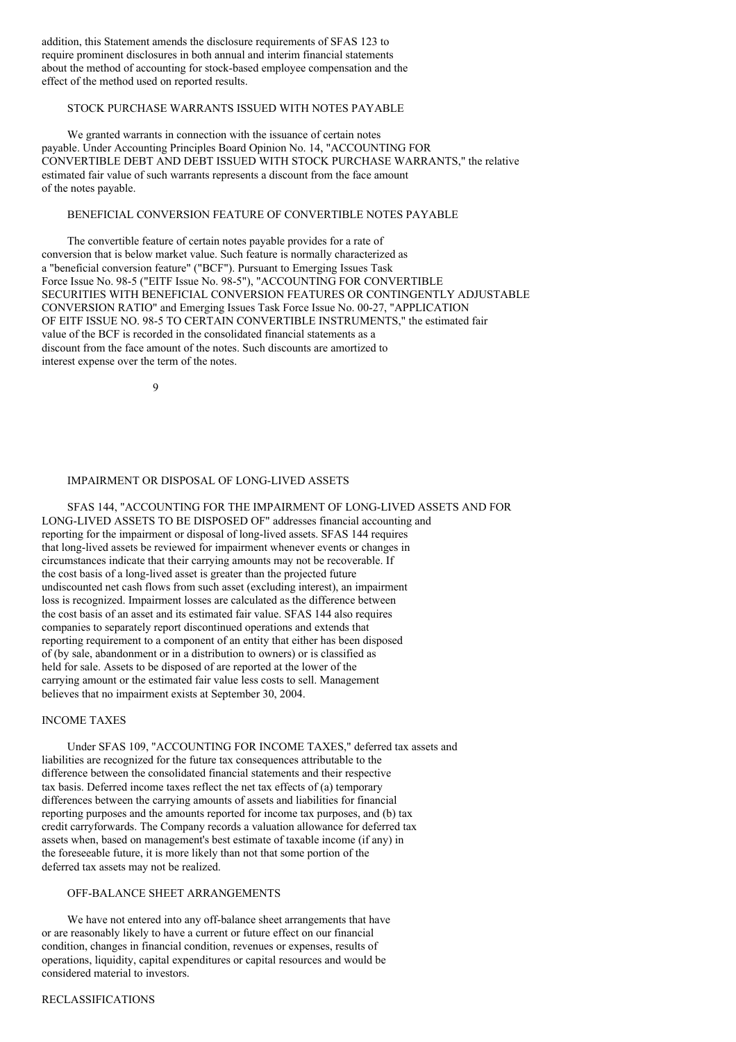addition, this Statement amends the disclosure requirements of SFAS 123 to require prominent disclosures in both annual and interim financial statements about the method of accounting for stock-based employee compensation and the effect of the method used on reported results.

### STOCK PURCHASE WARRANTS ISSUED WITH NOTES PAYABLE

We granted warrants in connection with the issuance of certain notes payable. Under Accounting Principles Board Opinion No. 14, "ACCOUNTING FOR CONVERTIBLE DEBT AND DEBT ISSUED WITH STOCK PURCHASE WARRANTS," the relative estimated fair value of such warrants represents a discount from the face amount of the notes payable.

### BENEFICIAL CONVERSION FEATURE OF CONVERTIBLE NOTES PAYABLE

The convertible feature of certain notes payable provides for a rate of conversion that is below market value. Such feature is normally characterized as a "beneficial conversion feature" ("BCF"). Pursuant to Emerging Issues Task Force Issue No. 98-5 ("EITF Issue No. 98-5"), "ACCOUNTING FOR CONVERTIBLE SECURITIES WITH BENEFICIAL CONVERSION FEATURES OR CONTINGENTLY ADJUSTABLE CONVERSION RATIO" and Emerging Issues Task Force Issue No. 00-27, "APPLICATION OF EITF ISSUE NO. 98-5 TO CERTAIN CONVERTIBLE INSTRUMENTS," the estimated fair value of the BCF is recorded in the consolidated financial statements as a discount from the face amount of the notes. Such discounts are amortized to interest expense over the term of the notes.

### IMPAIRMENT OR DISPOSAL OF LONG-LIVED ASSETS

SFAS 144, "ACCOUNTING FOR THE IMPAIRMENT OF LONG-LIVED ASSETS AND FOR LONG-LIVED ASSETS TO BE DISPOSED OF" addresses financial accounting and reporting for the impairment or disposal of long-lived assets. SFAS 144 requires that long-lived assets be reviewed for impairment whenever events or changes in circumstances indicate that their carrying amounts may not be recoverable. If the cost basis of a long-lived asset is greater than the projected future undiscounted net cash flows from such asset (excluding interest), an impairment loss is recognized. Impairment losses are calculated as the difference between the cost basis of an asset and its estimated fair value. SFAS 144 also requires companies to separately report discontinued operations and extends that reporting requirement to a component of an entity that either has been disposed of (by sale, abandonment or in a distribution to owners) or is classified as held for sale. Assets to be disposed of are reported at the lower of the carrying amount or the estimated fair value less costs to sell. Management believes that no impairment exists at September 30, 2004.

### INCOME TAXES

Under SFAS 109, "ACCOUNTING FOR INCOME TAXES," deferred tax assets and liabilities are recognized for the future tax consequences attributable to the difference between the consolidated financial statements and their respective tax basis. Deferred income taxes reflect the net tax effects of (a) temporary differences between the carrying amounts of assets and liabilities for financial reporting purposes and the amounts reported for income tax purposes, and (b) tax credit carryforwards. The Company records a valuation allowance for deferred tax assets when, based on management's best estimate of taxable income (if any) in the foreseeable future, it is more likely than not that some portion of the deferred tax assets may not be realized.

### OFF-BALANCE SHEET ARRANGEMENTS

We have not entered into any off-balance sheet arrangements that have or are reasonably likely to have a current or future effect on our financial condition, changes in financial condition, revenues or expenses, results of operations, liquidity, capital expenditures or capital resources and would be considered material to investors.

### RECLASSIFICATIONS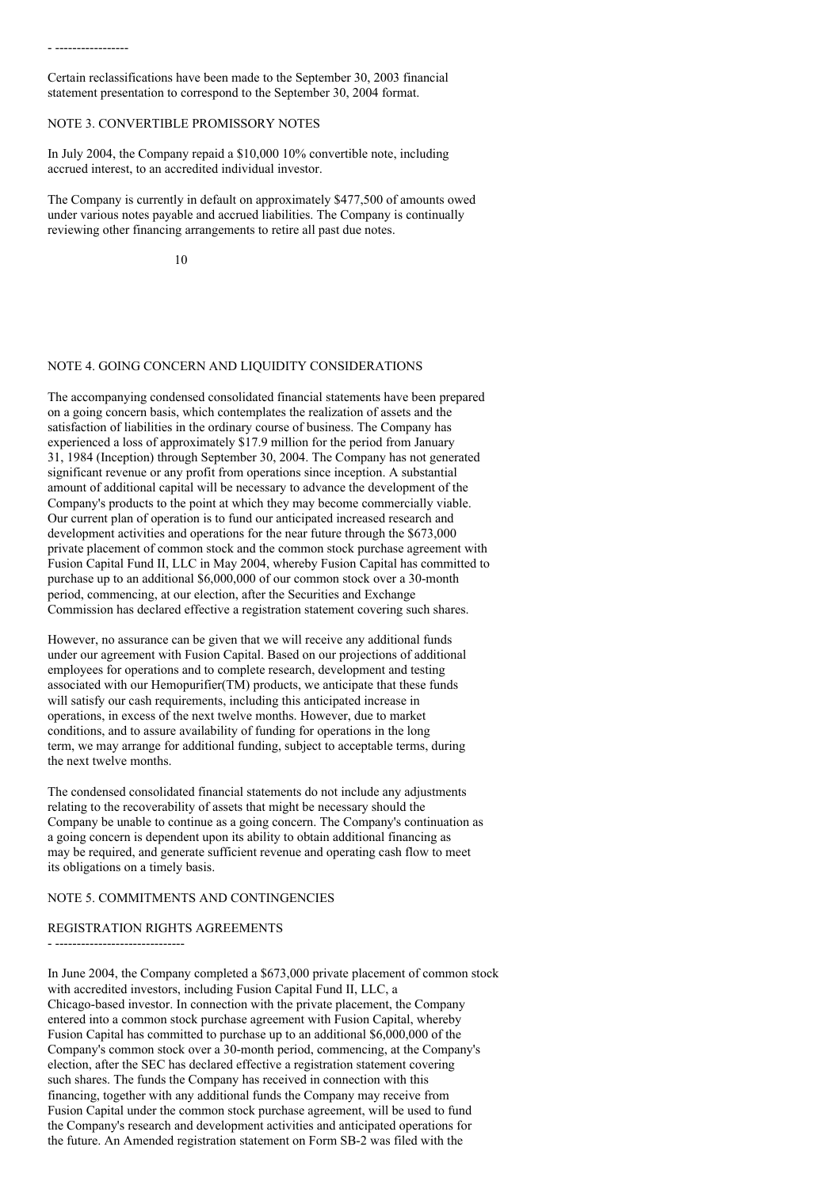Certain reclassifications have been made to the September 30, 2003 financial statement presentation to correspond to the September 30, 2004 format.

## NOTE 3. CONVERTIBLE PROMISSORY NOTES

In July 2004, the Company repaid a $10,000 10% convertible note, including accrued interest, to an accredited individual investor.

The Company is currently in default on approximately $477,500 of amounts owed under various notes payable and accrued liabilities. The Company is continually reviewing other financing arrangements to retire all past due notes.

## NOTE 4. GOING CONCERN AND LIQUIDITY CONSIDERATIONS

The accompanying condensed consolidated financial statements have been prepared on a going concern basis, which contemplates the realization of assets and the satisfaction of liabilities in the ordinary course of business. The Company has experienced a loss of approximately $17.9 million for the period from January 31, 1984 (Inception) through September 30, 2004. The Company has not generated significant revenue or any profit from operations since inception. A substantial amount of additional capital will be necessary to advance the development of the Company's products to the point at which they may become commercially viable. Our current plan of operation is to fund our anticipated increased research and development activities and operations for the near future through the $673,000 private placement of common stock and the common stock purchase agreement with Fusion Capital Fund II, LLC in May 2004, whereby Fusion Capital has committed to purchase up to an additional $6,000,000 of our common stock over a 30-month period, commencing, at our election, after the Securities and Exchange Commission has declared effective a registration statement covering such shares.

However, no assurance can be given that we will receive any additional funds under our agreement with Fusion Capital. Based on our projections of additional employees for operations and to complete research, development and testing associated with our Hemopurifier(TM) products, we anticipate that these funds will satisfy our cash requirements, including this anticipated increase in operations, in excess of the next twelve months. However, due to market conditions, and to assure availability of funding for operations in the long term, we may arrange for additional funding, subject to acceptable terms, during the next twelve months.

The condensed consolidated financial statements do not include any adjustments relating to the recoverability of assets that might be necessary should the Company be unable to continue as a going concern. The Company's continuation as a going concern is dependent upon its ability to obtain additional financing as may be required, and generate sufficient revenue and operating cash flow to meet its obligations on a timely basis.

## NOTE 5. COMMITMENTS AND CONTINGENCIES

### REGISTRATION RIGHTS AGREEMENTS

In June 2004, the Company completed a $673,000 private placement of common stock with accredited investors, including Fusion Capital Fund II, LLC, a Chicago-based investor. In connection with the private placement, the Company entered into a common stock purchase agreement with Fusion Capital, whereby Fusion Capital has committed to purchase up to an additional $6,000,000 of the Company's common stock over a 30-month period, commencing, at the Company's election, after the SEC has declared effective a registration statement covering such shares. The funds the Company has received in connection with this financing, together with any additional funds the Company may receive from Fusion Capital under the common stock purchase agreement, will be used to fund the Company's research and development activities and anticipated operations for the future. An Amended registration statement on Form SB-2 was filed with the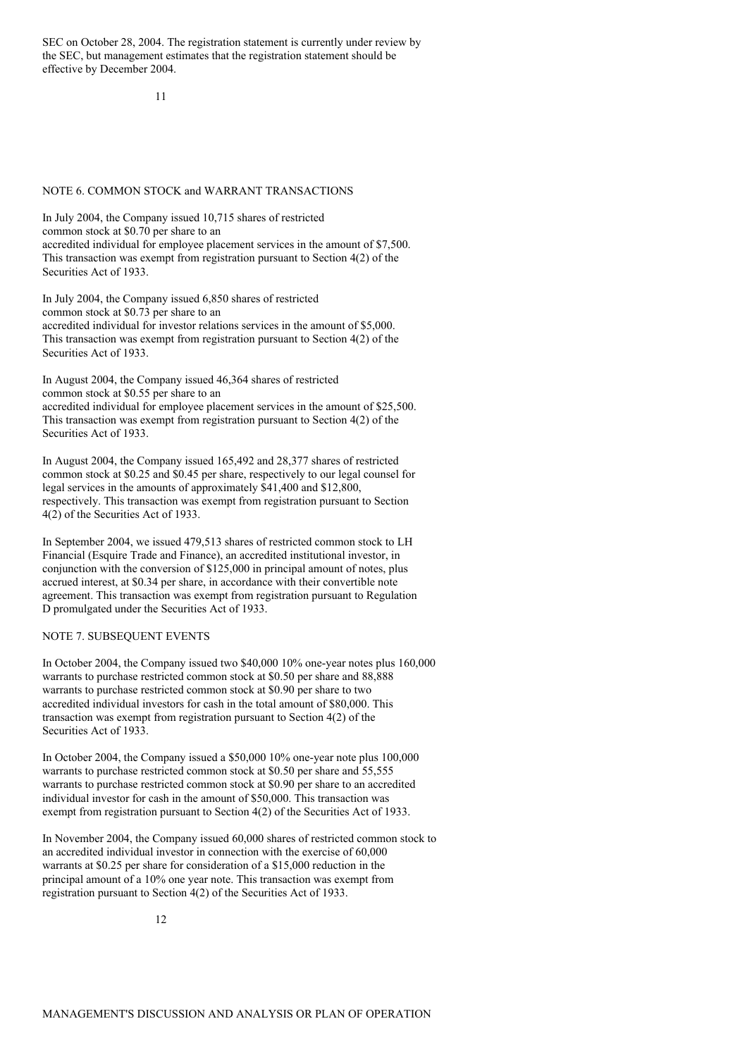SEC on October 28, 2004. The registration statement is currently under review by the SEC, but management estimates that the registration statement should be effective by December 2004.

## NOTE 6. COMMON STOCK and WARRANT TRANSACTIONS

In July 2004, the Company issued 10,715 shares of restricted common stock at $0.70 per share to an accredited individual for employee placement services in the amount of $7,500. This transaction was exempt from registration pursuant to Section 4(2) of the Securities Act of 1933.

In July 2004, the Company issued 6,850 shares of restricted common stock at $0.73 per share to an accredited individual for investor relations services in the amount of $5,000. This transaction was exempt from registration pursuant to Section 4(2) of the Securities Act of 1933.

In August 2004, the Company issued 46,364 shares of restricted common stock at $0.55 per share to an accredited individual for employee placement services in the amount of $25,500. This transaction was exempt from registration pursuant to Section 4(2) of the Securities Act of 1933.

In August 2004, the Company issued 165,492 and 28,377 shares of restricted common stock at $0.25 and $0.45 per share, respectively to our legal counsel for legal services in the amounts of approximately $41,400 and $12,800, respectively. This transaction was exempt from registration pursuant to Section 4(2) of the Securities Act of 1933.

In September 2004, we issued 479,513 shares of restricted common stock to LH Financial (Esquire Trade and Finance), an accredited institutional investor, in conjunction with the conversion of $125,000 in principal amount of notes, plus accrued interest, at $0.34 per share, in accordance with their convertible note agreement. This transaction was exempt from registration pursuant to Regulation D promulgated under the Securities Act of 1933.

## NOTE 7. SUBSEQUENT EVENTS

In October 2004, the Company issued two $40,000 10% one-year notes plus 160,000 warrants to purchase restricted common stock at $0.50 per share and 88,888 warrants to purchase restricted common stock at $0.90 per share to two accredited individual investors for cash in the total amount of $80,000. This transaction was exempt from registration pursuant to Section 4(2) of the Securities Act of 1933.

In October 2004, the Company issued a $50,000 10% one-year note plus 100,000 warrants to purchase restricted common stock at $0.50 per share and 55,555 warrants to purchase restricted common stock at $0.90 per share to an accredited individual investor for cash in the amount of $50,000. This transaction was exempt from registration pursuant to Section 4(2) of the Securities Act of 1933.

In November 2004, the Company issued 60,000 shares of restricted common stock to an accredited individual investor in connection with the exercise of 60,000 warrants at $0.25 per share for consideration of a $15,000 reduction in the principal amount of a 10% one year note. This transaction was exempt from registration pursuant to Section 4(2) of the Securities Act of 1933.

# MANAGEMENT'S DISCUSSION AND ANALYSIS OR PLAN OF OPERATION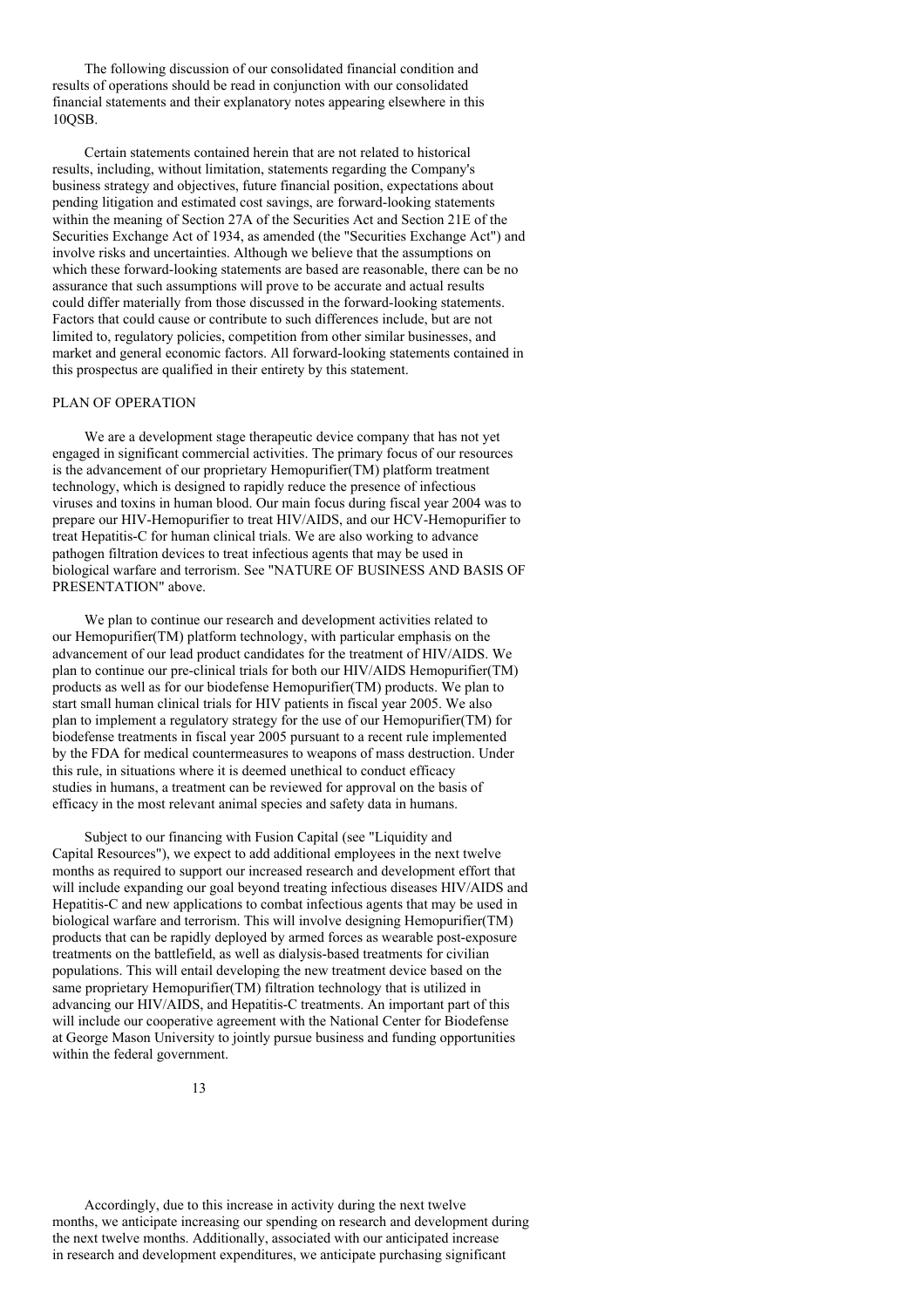The following discussion of our consolidated financial condition and results of operations should be read in conjunction with our consolidated financial statements and their explanatory notes appearing elsewhere in this 10QSB.

Certain statements contained herein that are not related to historical results, including, without limitation, statements regarding the Company's business strategy and objectives, future financial position, expectations about pending litigation and estimated cost savings, are forward-looking statements within the meaning of Section 27A of the Securities Act and Section 21E of the Securities Exchange Act of 1934, as amended (the "Securities Exchange Act") and involve risks and uncertainties. Although we believe that the assumptions on which these forward-looking statements are based are reasonable, there can be no assurance that such assumptions will prove to be accurate and actual results could differ materially from those discussed in the forward-looking statements. Factors that could cause or contribute to such differences include, but are not limited to, regulatory policies, competition from other similar businesses, and market and general economic factors. All forward-looking statements contained in this prospectus are qualified in their entirety by this statement.

## PLAN OF OPERATION

We are a development stage therapeutic device company that has not yet engaged in significant commercial activities. The primary focus of our resources is the advancement of our proprietary Hemopurifier(TM) platform treatment technology, which is designed to rapidly reduce the presence of infectious viruses and toxins in human blood. Our main focus during fiscal year 2004 was to prepare our HIV-Hemopurifier to treat HIV/AIDS, and our HCV-Hemopurifier to treat Hepatitis-C for human clinical trials. We are also working to advance pathogen filtration devices to treat infectious agents that may be used in biological warfare and terrorism. See "NATURE OF BUSINESS AND BASIS OF PRESENTATION" above.

We plan to continue our research and development activities related to our Hemopurifier(TM) platform technology, with particular emphasis on the advancement of our lead product candidates for the treatment of HIV/AIDS. We plan to continue our pre-clinical trials for both our HIV/AIDS Hemopurifier(TM) products as well as for our biodefense Hemopurifier(TM) products. We plan to start small human clinical trials for HIV patients in fiscal year 2005. We also plan to implement a regulatory strategy for the use of our Hemopurifier(TM) for biodefense treatments in fiscal year 2005 pursuant to a recent rule implemented by the FDA for medical countermeasures to weapons of mass destruction. Under this rule, in situations where it is deemed unethical to conduct efficacy studies in humans, a treatment can be reviewed for approval on the basis of efficacy in the most relevant animal species and safety data in humans.

Subject to our financing with Fusion Capital (see "Liquidity and Capital Resources"), we expect to add additional employees in the next twelve months as required to support our increased research and development effort that will include expanding our goal beyond treating infectious diseases HIV/AIDS and Hepatitis-C and new applications to combat infectious agents that may be used in biological warfare and terrorism. This will involve designing Hemopurifier(TM) products that can be rapidly deployed by armed forces as wearable post-exposure treatments on the battlefield, as well as dialysis-based treatments for civilian populations. This will entail developing the new treatment device based on the same proprietary Hemopurifier(TM) filtration technology that is utilized in advancing our HIV/AIDS, and Hepatitis-C treatments. An important part of this will include our cooperative agreement with the National Center for Biodefense at George Mason University to jointly pursue business and funding opportunities within the federal government.

Accordingly, due to this increase in activity during the next twelve months, we anticipate increasing our spending on research and development during the next twelve months. Additionally, associated with our anticipated increase in research and development expenditures, we anticipate purchasing significant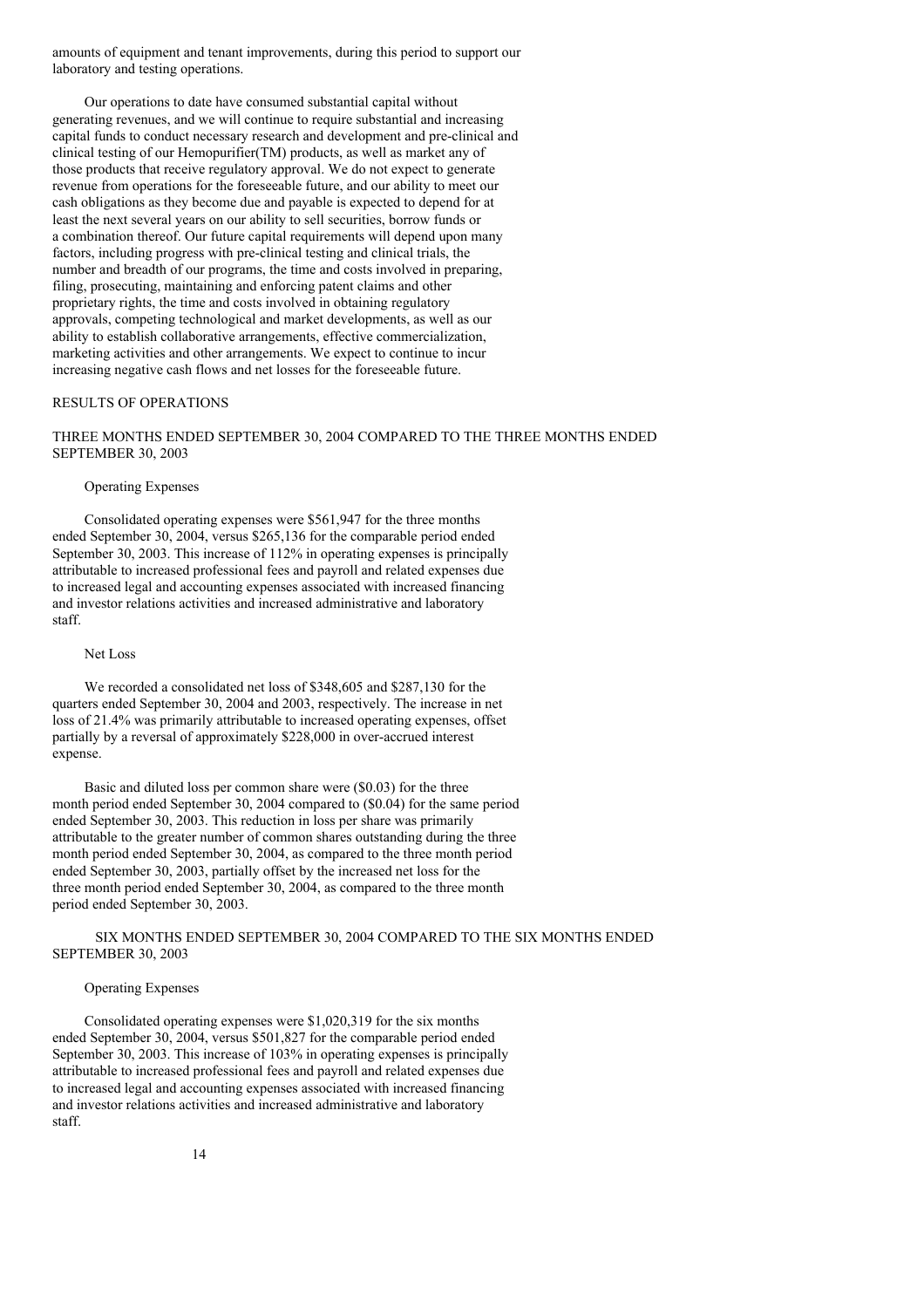amounts of equipment and tenant improvements, during this period to support our laboratory and testing operations.

Our operations to date have consumed substantial capital without generating revenues, and we will continue to require substantial and increasing capital funds to conduct necessary research and development and pre-clinical and clinical testing of our Hemopurifier(TM) products, as well as market any of those products that receive regulatory approval. We do not expect to generate revenue from operations for the foreseeable future, and our ability to meet our cash obligations as they become due and payable is expected to depend for at least the next several years on our ability to sell securities, borrow funds or a combination thereof. Our future capital requirements will depend upon many factors, including progress with pre-clinical testing and clinical trials, the number and breadth of our programs, the time and costs involved in preparing, filing, prosecuting, maintaining and enforcing patent claims and other proprietary rights, the time and costs involved in obtaining regulatory approvals, competing technological and market developments, as well as our ability to establish collaborative arrangements, effective commercialization, marketing activities and other arrangements. We expect to continue to incur increasing negative cash flows and net losses for the foreseeable future.

## RESULTS OF OPERATIONS

### THREE MONTHS ENDED SEPTEMBER 30, 2004 COMPARED TO THE THREE MONTHS ENDED SEPTEMBER 30, 2003

#### Operating Expenses

Consolidated operating expenses were $561,947 for the three months ended September 30, 2004, versus $265,136 for the comparable period ended September 30, 2003. This increase of 112% in operating expenses is principally attributable to increased professional fees and payroll and related expenses due to increased legal and accounting expenses associated with increased financing and investor relations activities and increased administrative and laboratory staff.

#### Net Loss

We recorded a consolidated net loss of $348,605 and $287,130 for the quarters ended September 30, 2004 and 2003, respectively. The increase in net loss of 21.4% was primarily attributable to increased operating expenses, offset partially by a reversal of approximately $228,000 in over-accrued interest expense.

Basic and diluted loss per common share were ($0.03) for the three month period ended September 30, 2004 compared to ($0.04) for the same period ended September 30, 2003. This reduction in loss per share was primarily attributable to the greater number of common shares outstanding during the three month period ended September 30, 2004, as compared to the three month period ended September 30, 2003, partially offset by the increased net loss for the three month period ended September 30, 2004, as compared to the three month period ended September 30, 2003.

### SIX MONTHS ENDED SEPTEMBER 30, 2004 COMPARED TO THE SIX MONTHS ENDED SEPTEMBER 30, 2003

#### Operating Expenses

Consolidated operating expenses were $1,020,319 for the six months ended September 30, 2004, versus $501,827 for the comparable period ended September 30, 2003. This increase of 103% in operating expenses is principally attributable to increased professional fees and payroll and related expenses due to increased legal and accounting expenses associated with increased financing and investor relations activities and increased administrative and laboratory staff.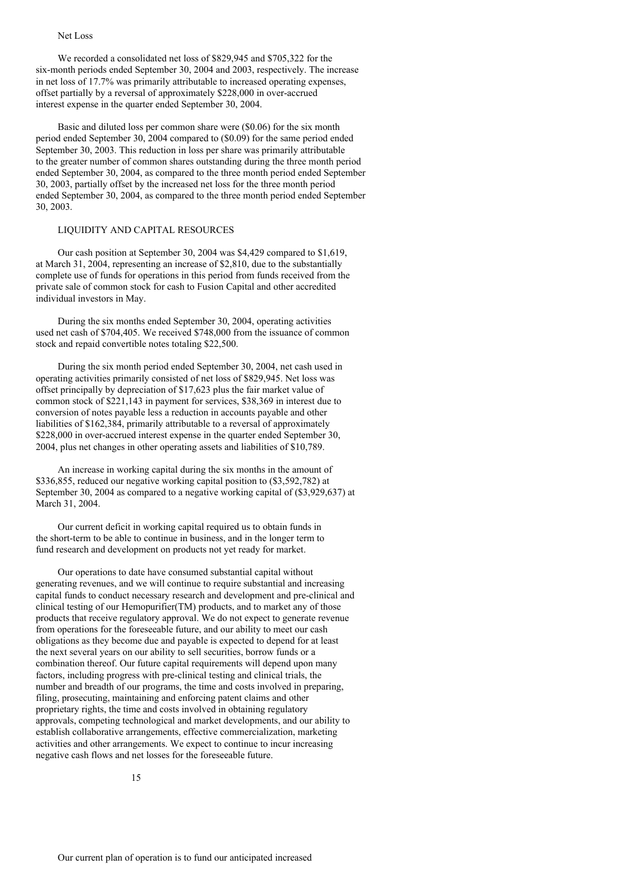### Net Loss

We recorded a consolidated net loss of $829,945 and $705,322 for the six-month periods ended September 30, 2004 and 2003, respectively. The increase in net loss of 17.7% was primarily attributable to increased operating expenses, offset partially by a reversal of approximately $228,000 in over-accrued interest expense in the quarter ended September 30, 2004.

Basic and diluted loss per common share were ($0.06) for the six month period ended September 30, 2004 compared to ($0.09) for the same period ended September 30, 2003. This reduction in loss per share was primarily attributable to the greater number of common shares outstanding during the three month period ended September 30, 2004, as compared to the three month period ended September 30, 2003, partially offset by the increased net loss for the three month period ended September 30, 2004, as compared to the three month period ended September 30, 2003.

## LIQUIDITY AND CAPITAL RESOURCES

Our cash position at September 30, 2004 was $4,429 compared to $1,619, at March 31, 2004, representing an increase of $2,810, due to the substantially complete use of funds for operations in this period from funds received from the private sale of common stock for cash to Fusion Capital and other accredited individual investors in May.

During the six months ended September 30, 2004, operating activities used net cash of $704,405. We received $748,000 from the issuance of common stock and repaid convertible notes totaling $22,500.

During the six month period ended September 30, 2004, net cash used in operating activities primarily consisted of net loss of $829,945. Net loss was offset principally by depreciation of $17,623 plus the fair market value of common stock of $221,143 in payment for services, $38,369 in interest due to conversion of notes payable less a reduction in accounts payable and other liabilities of $162,384, primarily attributable to a reversal of approximately $228,000 in over-accrued interest expense in the quarter ended September 30, 2004, plus net changes in other operating assets and liabilities of $10,789.

An increase in working capital during the six months in the amount of $336,855, reduced our negative working capital position to ($3,592,782) at September 30, 2004 as compared to a negative working capital of ($3,929,637) at March 31, 2004.

Our current deficit in working capital required us to obtain funds in the short-term to be able to continue in business, and in the longer term to fund research and development on products not yet ready for market.

Our operations to date have consumed substantial capital without generating revenues, and we will continue to require substantial and increasing capital funds to conduct necessary research and development and pre-clinical and clinical testing of our Hemopurifier(TM) products, and to market any of those products that receive regulatory approval. We do not expect to generate revenue from operations for the foreseeable future, and our ability to meet our cash obligations as they become due and payable is expected to depend for at least the next several years on our ability to sell securities, borrow funds or a combination thereof. Our future capital requirements will depend upon many factors, including progress with pre-clinical testing and clinical trials, the number and breadth of our programs, the time and costs involved in preparing, filing, prosecuting, maintaining and enforcing patent claims and other proprietary rights, the time and costs involved in obtaining regulatory approvals, competing technological and market developments, and our ability to establish collaborative arrangements, effective commercialization, marketing activities and other arrangements. We expect to continue to incur increasing negative cash flows and net losses for the foreseeable future.

Our current plan of operation is to fund our anticipated increased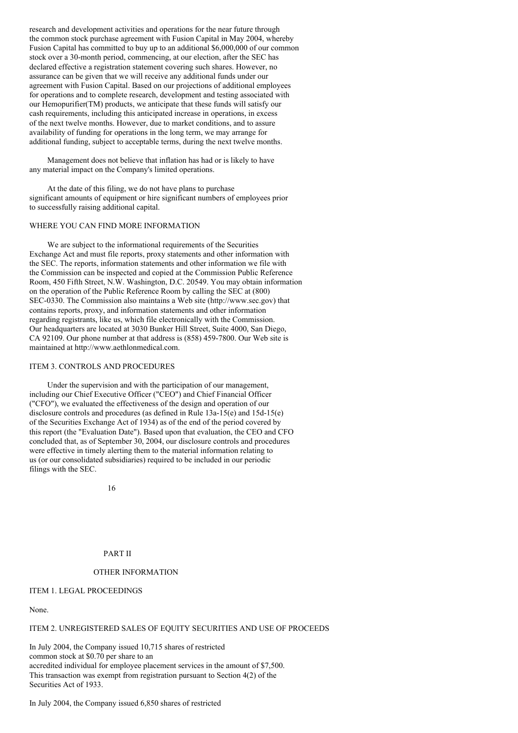research and development activities and operations for the near future through the common stock purchase agreement with Fusion Capital in May 2004, whereby Fusion Capital has committed to buy up to an additional $6,000,000 of our common stock over a 30-month period, commencing, at our election, after the SEC has declared effective a registration statement covering such shares. However, no assurance can be given that we will receive any additional funds under our agreement with Fusion Capital. Based on our projections of additional employees for operations and to complete research, development and testing associated with our Hemopurifier(TM) products, we anticipate that these funds will satisfy our cash requirements, including this anticipated increase in operations, in excess of the next twelve months. However, due to market conditions, and to assure availability of funding for operations in the long term, we may arrange for additional funding, subject to acceptable terms, during the next twelve months.

Management does not believe that inflation has had or is likely to have any material impact on the Company's limited operations.

At the date of this filing, we do not have plans to purchase significant amounts of equipment or hire significant numbers of employees prior to successfully raising additional capital.

### WHERE YOU CAN FIND MORE INFORMATION

We are subject to the informational requirements of the Securities Exchange Act and must file reports, proxy statements and other information with the SEC. The reports, information statements and other information we file with the Commission can be inspected and copied at the Commission Public Reference Room, 450 Fifth Street, N.W. Washington, D.C. 20549. You may obtain information on the operation of the Public Reference Room by calling the SEC at (800) SEC-0330. The Commission also maintains a Web site (http://www.sec.gov) that contains reports, proxy, and information statements and other information regarding registrants, like us, which file electronically with the Commission. Our headquarters are located at 3030 Bunker Hill Street, Suite 4000, San Diego, CA 92109. Our phone number at that address is (858) 459-7800. Our Web site is maintained at http://www.aethlonmedical.com.

### ITEM 3. CONTROLS AND PROCEDURES

Under the supervision and with the participation of our management, including our Chief Executive Officer ("CEO") and Chief Financial Officer ("CFO"), we evaluated the effectiveness of the design and operation of our disclosure controls and procedures (as defined in Rule 13a-15(e) and 15d-15(e) of the Securities Exchange Act of 1934) as of the end of the period covered by this report (the "Evaluation Date"). Based upon that evaluation, the CEO and CFO concluded that, as of September 30, 2004, our disclosure controls and procedures were effective in timely alerting them to the material information relating to us (or our consolidated subsidiaries) required to be included in our periodic filings with the SEC.

## PART II

## OTHER INFORMATION

### ITEM 1. LEGAL PROCEEDINGS

None.

### ITEM 2. UNREGISTERED SALES OF EQUITY SECURITIES AND USE OF PROCEEDS

In July 2004, the Company issued 10,715 shares of restricted common stock at $0.70 per share to an accredited individual for employee placement services in the amount of $7,500. This transaction was exempt from registration pursuant to Section 4(2) of the Securities Act of 1933.

In July 2004, the Company issued 6,850 shares of restricted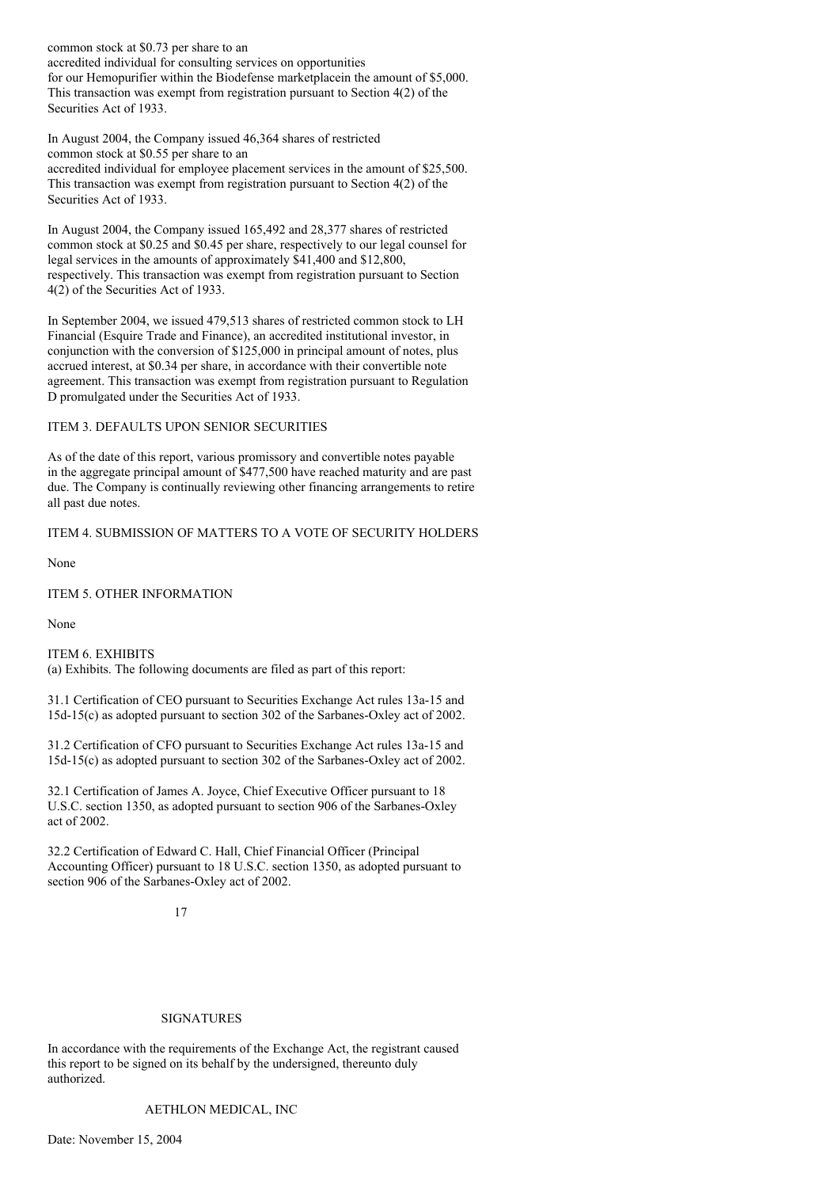common stock at $0.73 per share to an accredited individual for consulting services on opportunities for our Hemopurifier within the Biodefense marketplacein the amount of $5,000. This transaction was exempt from registration pursuant to Section 4(2) of the Securities Act of 1933.

In August 2004, the Company issued 46,364 shares of restricted common stock at $0.55 per share to an accredited individual for employee placement services in the amount of $25,500. This transaction was exempt from registration pursuant to Section 4(2) of the Securities Act of 1933.

In August 2004, the Company issued 165,492 and 28,377 shares of restricted common stock at $0.25 and $0.45 per share, respectively to our legal counsel for legal services in the amounts of approximately $41,400 and $12,800, respectively. This transaction was exempt from registration pursuant to Section 4(2) of the Securities Act of 1933.

In September 2004, we issued 479,513 shares of restricted common stock to LH Financial (Esquire Trade and Finance), an accredited institutional investor, in conjunction with the conversion of $125,000 in principal amount of notes, plus accrued interest, at $0.34 per share, in accordance with their convertible note agreement. This transaction was exempt from registration pursuant to Regulation D promulgated under the Securities Act of 1933.

## ITEM 3. DEFAULTS UPON SENIOR SECURITIES

As of the date of this report, various promissory and convertible notes payable in the aggregate principal amount of $477,500 have reached maturity and are past due. The Company is continually reviewing other financing arrangements to retire all past due notes.

## ITEM 4. SUBMISSION OF MATTERS TO A VOTE OF SECURITY HOLDERS

None

## ITEM 5. OTHER INFORMATION

None

## ITEM 6. EXHIBITS

(a) Exhibits. The following documents are filed as part of this report:

31.1 Certification of CEO pursuant to Securities Exchange Act rules 13a-15 and 15d-15(c) as adopted pursuant to section 302 of the Sarbanes-Oxley act of 2002.

31.2 Certification of CFO pursuant to Securities Exchange Act rules 13a-15 and 15d-15(c) as adopted pursuant to section 302 of the Sarbanes-Oxley act of 2002.

32.1 Certification of James A. Joyce, Chief Executive Officer pursuant to 18 U.S.C. section 1350, as adopted pursuant to section 906 of the Sarbanes-Oxley act of 2002.

32.2 Certification of Edward C. Hall, Chief Financial Officer (Principal Accounting Officer) pursuant to 18 U.S.C. section 1350, as adopted pursuant to section 906 of the Sarbanes-Oxley act of 2002.

## SIGNATURES

In accordance with the requirements of the Exchange Act, the registrant caused this report to be signed on its behalf by the undersigned, thereunto duly authorized.

AETHLON MEDICAL, INC

Date: November 15, 2004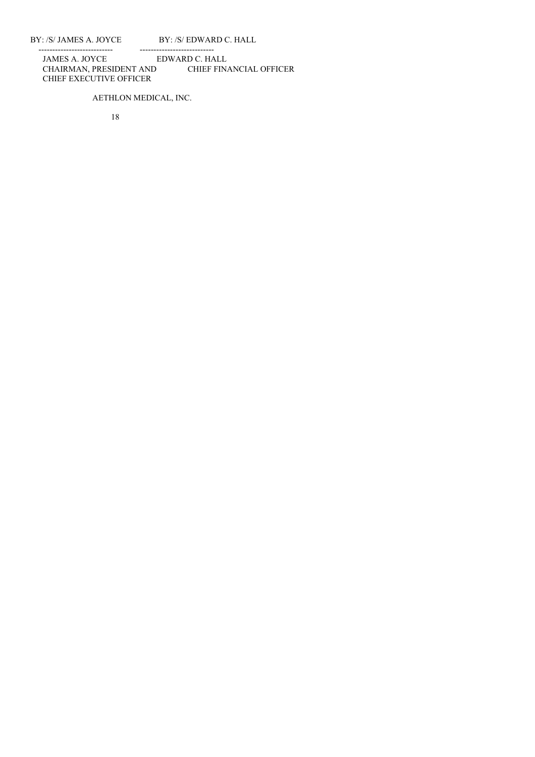| BY: /S/ JAMES A. JOYCE | BY: /S/ EDWARD C. HALL |
| --- | --- |
| JAMES A. JOYCE | EDWARD C. HALL |
| CHAIRMAN, PRESIDENT AND CHIEF EXECUTIVE OFFICER | CHIEF FINANCIAL OFFICER |

AETHLON MEDICAL, INC.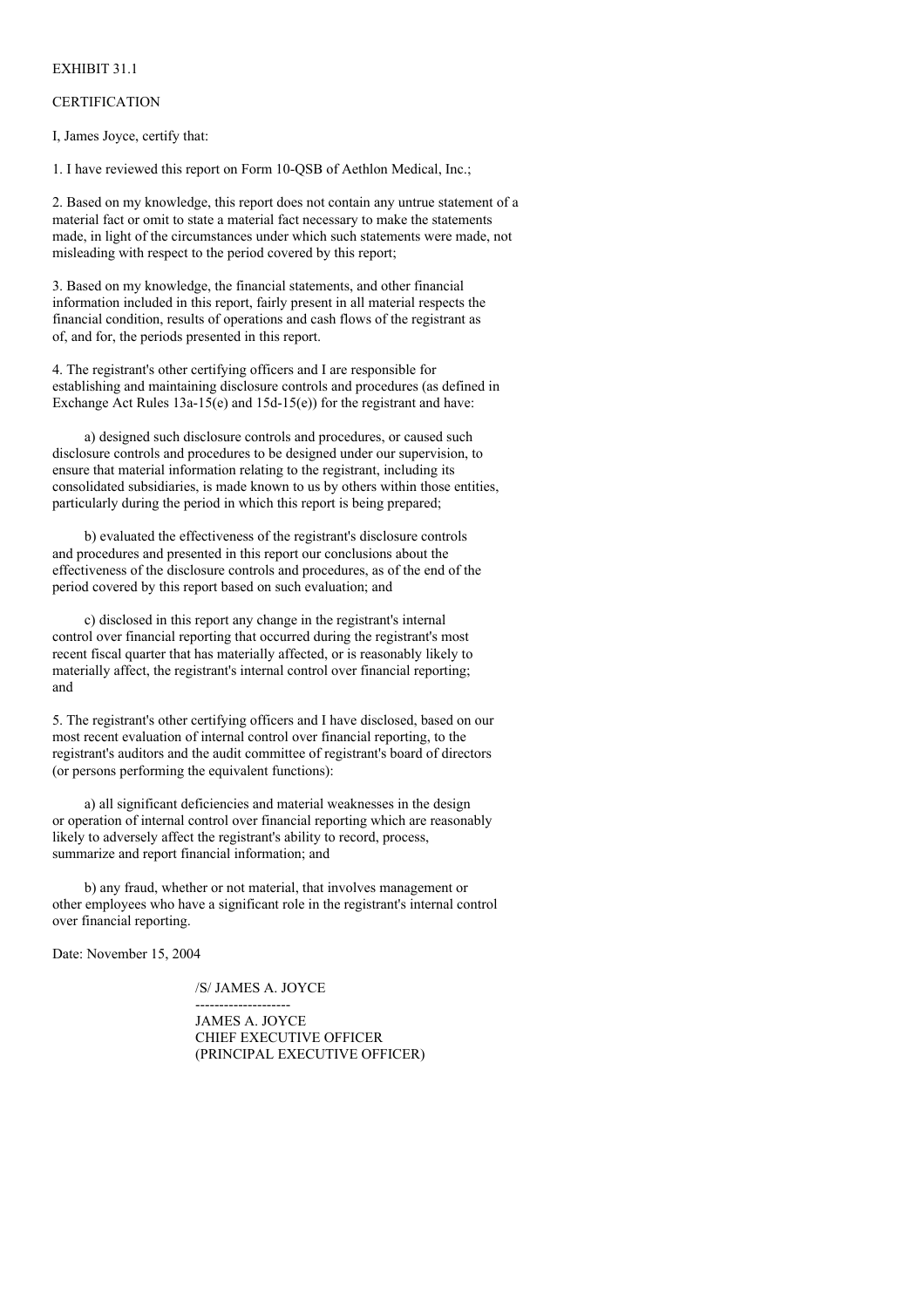EXHIBIT 31.1

CERTIFICATION

I, James Joyce, certify that:

1. I have reviewed this report on Form 10-QSB of Aethlon Medical, Inc.;

2. Based on my knowledge, this report does not contain any untrue statement of a material fact or omit to state a material fact necessary to make the statements made, in light of the circumstances under which such statements were made, not misleading with respect to the period covered by this report;

3. Based on my knowledge, the financial statements, and other financial information included in this report, fairly present in all material respects the financial condition, results of operations and cash flows of the registrant as of, and for, the periods presented in this report.

4. The registrant's other certifying officers and I are responsible for establishing and maintaining disclosure controls and procedures (as defined in Exchange Act Rules 13a-15(e) and 15d-15(e)) for the registrant and have:

a) designed such disclosure controls and procedures, or caused such disclosure controls and procedures to be designed under our supervision, to ensure that material information relating to the registrant, including its consolidated subsidiaries, is made known to us by others within those entities, particularly during the period in which this report is being prepared;

b) evaluated the effectiveness of the registrant's disclosure controls and procedures and presented in this report our conclusions about the effectiveness of the disclosure controls and procedures, as of the end of the period covered by this report based on such evaluation; and

c) disclosed in this report any change in the registrant's internal control over financial reporting that occurred during the registrant's most recent fiscal quarter that has materially affected, or is reasonably likely to materially affect, the registrant's internal control over financial reporting; and

5. The registrant's other certifying officers and I have disclosed, based on our most recent evaluation of internal control over financial reporting, to the registrant's auditors and the audit committee of registrant's board of directors (or persons performing the equivalent functions):

a) all significant deficiencies and material weaknesses in the design or operation of internal control over financial reporting which are reasonably likely to adversely affect the registrant's ability to record, process, summarize and report financial information; and

b) any fraud, whether or not material, that involves management or other employees who have a significant role in the registrant's internal control over financial reporting.

Date: November 15, 2004

/S/ JAMES A. JOYCE

--------------------

JAMES A. JOYCE
CHIEF EXECUTIVE OFFICER
(PRINCIPAL EXECUTIVE OFFICER)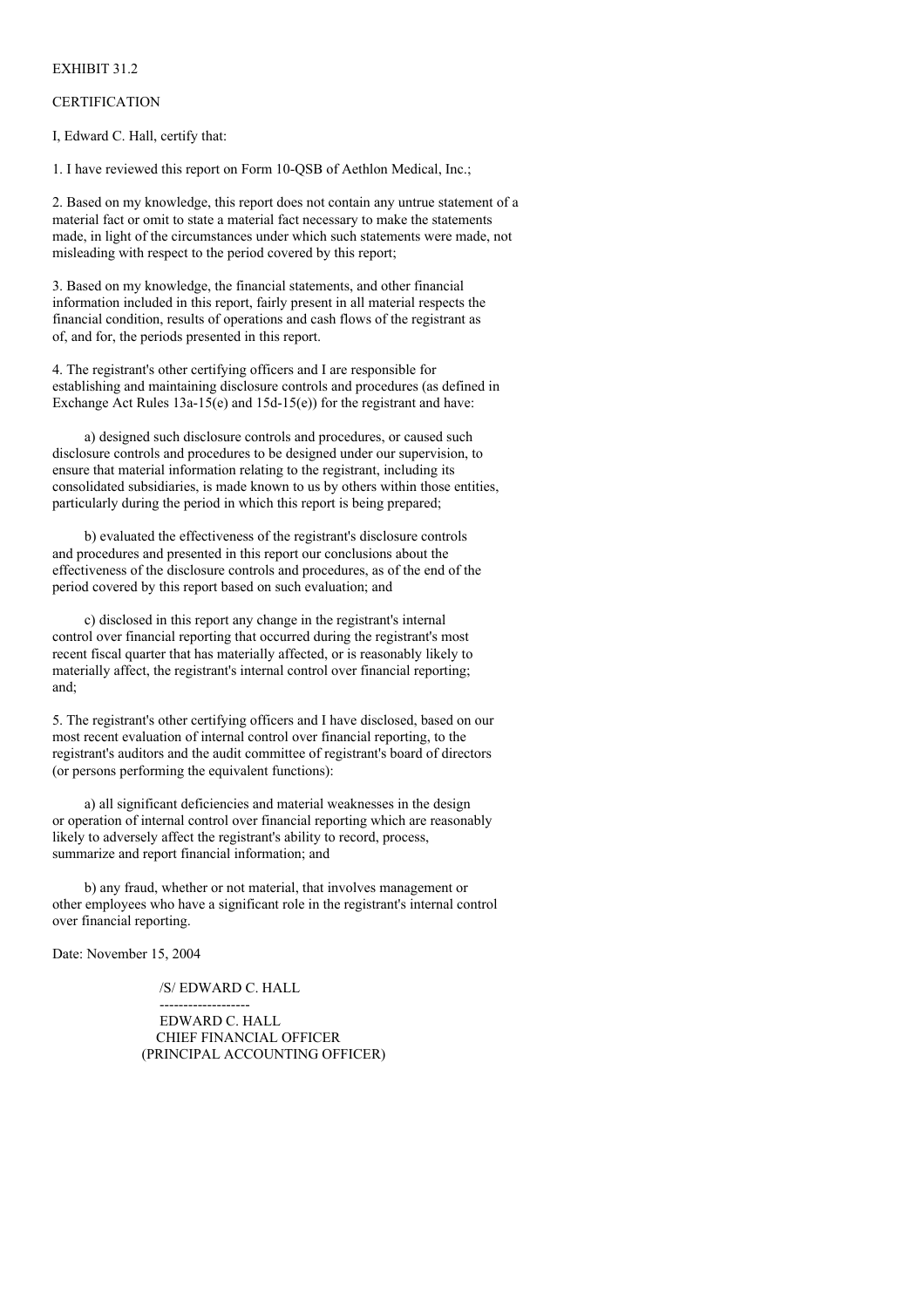EXHIBIT 31.2

CERTIFICATION

I, Edward C. Hall, certify that:

1. I have reviewed this report on Form 10-QSB of Aethlon Medical, Inc.;

2. Based on my knowledge, this report does not contain any untrue statement of a material fact or omit to state a material fact necessary to make the statements made, in light of the circumstances under which such statements were made, not misleading with respect to the period covered by this report;

3. Based on my knowledge, the financial statements, and other financial information included in this report, fairly present in all material respects the financial condition, results of operations and cash flows of the registrant as of, and for, the periods presented in this report.

4. The registrant's other certifying officers and I are responsible for establishing and maintaining disclosure controls and procedures (as defined in Exchange Act Rules 13a-15(e) and 15d-15(e)) for the registrant and have:

a) designed such disclosure controls and procedures, or caused such disclosure controls and procedures to be designed under our supervision, to ensure that material information relating to the registrant, including its consolidated subsidiaries, is made known to us by others within those entities, particularly during the period in which this report is being prepared;

b) evaluated the effectiveness of the registrant's disclosure controls and procedures and presented in this report our conclusions about the effectiveness of the disclosure controls and procedures, as of the end of the period covered by this report based on such evaluation; and

c) disclosed in this report any change in the registrant's internal control over financial reporting that occurred during the registrant's most recent fiscal quarter that has materially affected, or is reasonably likely to materially affect, the registrant's internal control over financial reporting; and;

5. The registrant's other certifying officers and I have disclosed, based on our most recent evaluation of internal control over financial reporting, to the registrant's auditors and the audit committee of registrant's board of directors (or persons performing the equivalent functions):

a) all significant deficiencies and material weaknesses in the design or operation of internal control over financial reporting which are reasonably likely to adversely affect the registrant's ability to record, process, summarize and report financial information; and

b) any fraud, whether or not material, that involves management or other employees who have a significant role in the registrant's internal control over financial reporting.

Date: November 15, 2004

/S/ EDWARD C. HALL

-------------------

EDWARD C. HALL
CHIEF FINANCIAL OFFICER
(PRINCIPAL ACCOUNTING OFFICER)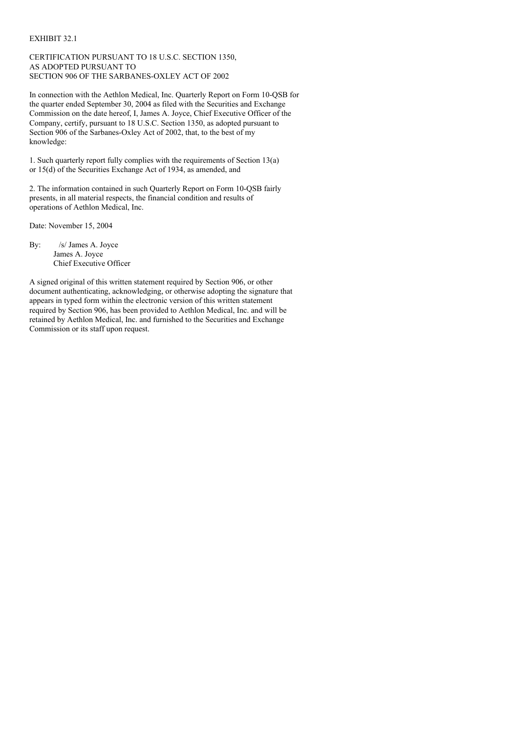EXHIBIT 32.1

CERTIFICATION PURSUANT TO 18 U.S.C. SECTION 1350,
AS ADOPTED PURSUANT TO
SECTION 906 OF THE SARBANES-OXLEY ACT OF 2002

In connection with the Aethlon Medical, Inc. Quarterly Report on Form 10-QSB for the quarter ended September 30, 2004 as filed with the Securities and Exchange Commission on the date hereof, I, James A. Joyce, Chief Executive Officer of the Company, certify, pursuant to 18 U.S.C. Section 1350, as adopted pursuant to Section 906 of the Sarbanes-Oxley Act of 2002, that, to the best of my knowledge:

1. Such quarterly report fully complies with the requirements of Section 13(a) or 15(d) of the Securities Exchange Act of 1934, as amended, and

2. The information contained in such Quarterly Report on Form 10-QSB fairly presents, in all material respects, the financial condition and results of operations of Aethlon Medical, Inc.

Date: November 15, 2004

By: /s/ James A. Joyce
James A. Joyce
Chief Executive Officer

A signed original of this written statement required by Section 906, or other document authenticating, acknowledging, or otherwise adopting the signature that appears in typed form within the electronic version of this written statement required by Section 906, has been provided to Aethlon Medical, Inc. and will be retained by Aethlon Medical, Inc. and furnished to the Securities and Exchange Commission or its staff upon request.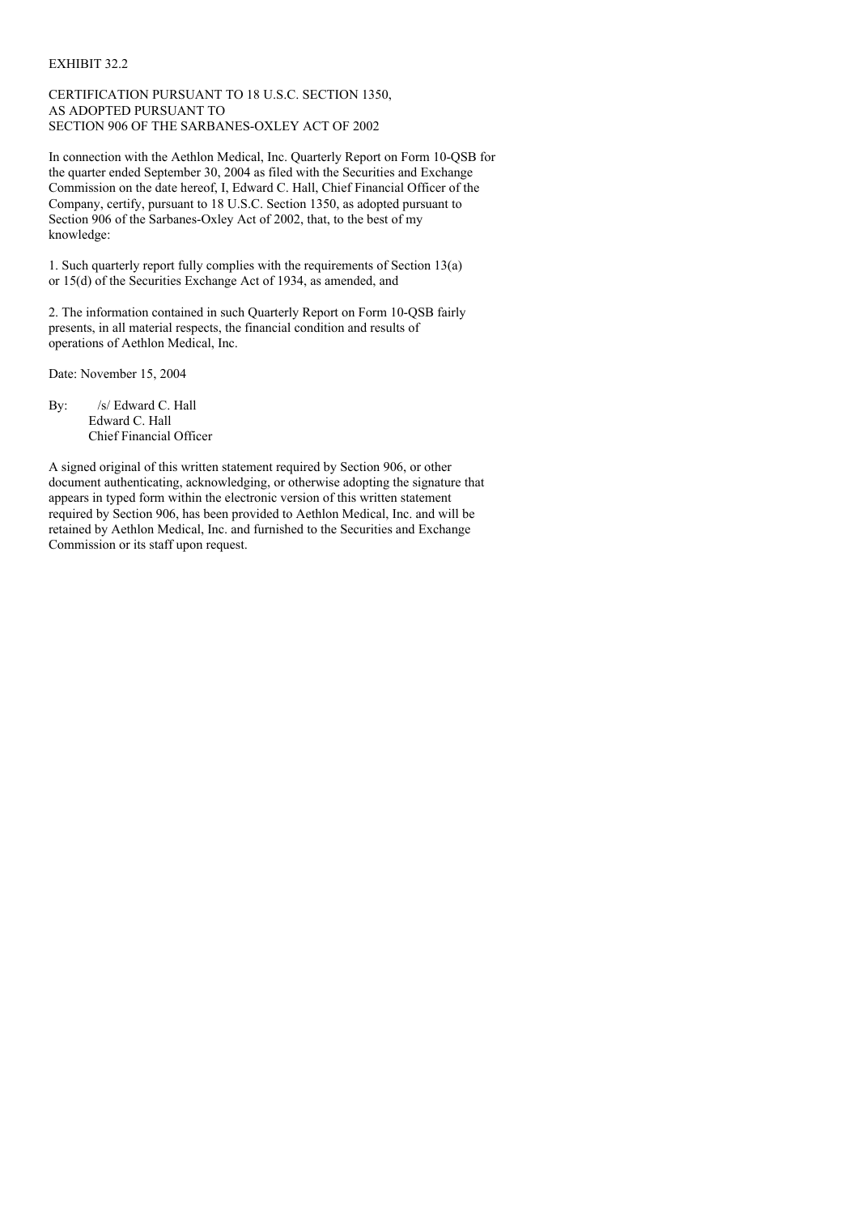EXHIBIT 32.2

CERTIFICATION PURSUANT TO 18 U.S.C. SECTION 1350,
AS ADOPTED PURSUANT TO
SECTION 906 OF THE SARBANES-OXLEY ACT OF 2002

In connection with the Aethlon Medical, Inc. Quarterly Report on Form 10-QSB for the quarter ended September 30, 2004 as filed with the Securities and Exchange Commission on the date hereof, I, Edward C. Hall, Chief Financial Officer of the Company, certify, pursuant to 18 U.S.C. Section 1350, as adopted pursuant to Section 906 of the Sarbanes-Oxley Act of 2002, that, to the best of my knowledge:

1. Such quarterly report fully complies with the requirements of Section 13(a) or 15(d) of the Securities Exchange Act of 1934, as amended, and

2. The information contained in such Quarterly Report on Form 10-QSB fairly presents, in all material respects, the financial condition and results of operations of Aethlon Medical, Inc.

Date: November 15, 2004

By: /s/ Edward C. Hall
Edward C. Hall
Chief Financial Officer

A signed original of this written statement required by Section 906, or other document authenticating, acknowledging, or otherwise adopting the signature that appears in typed form within the electronic version of this written statement required by Section 906, has been provided to Aethlon Medical, Inc. and will be retained by Aethlon Medical, Inc. and furnished to the Securities and Exchange Commission or its staff upon request.